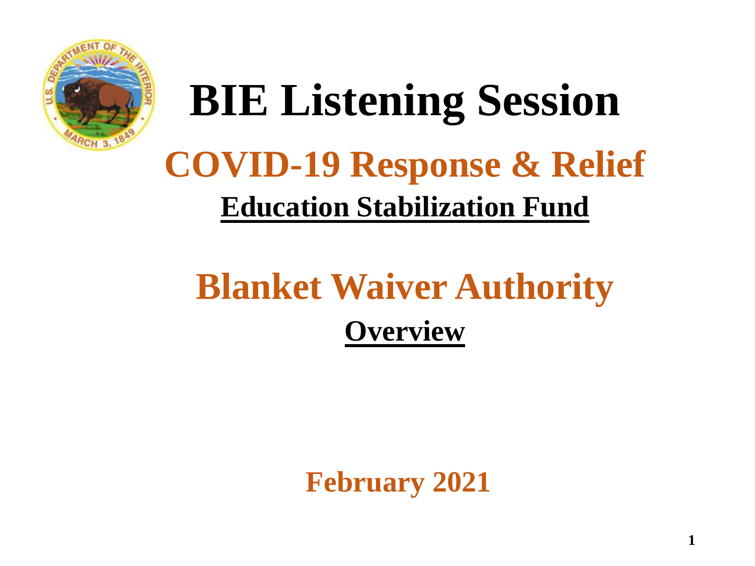# BIE Listening Session

## COVID-19 Response & Relief

### Education Stabilization Fund

## Blanket Waiver Authority

### Overview

**February 2021**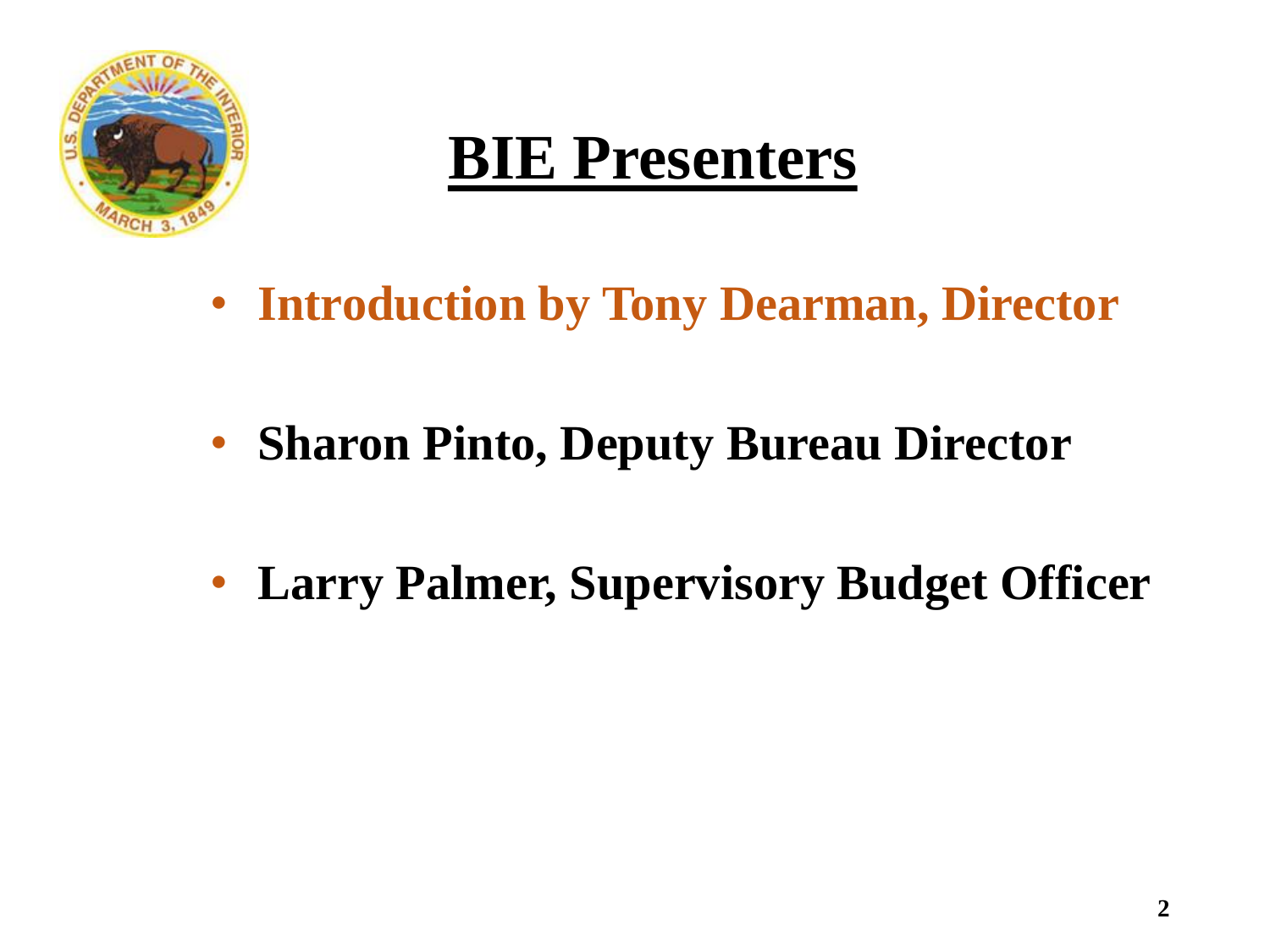# BIE Presenters

- Introduction by Tony Dearman, Director
- Sharon Pinto, Deputy Bureau Director
- Larry Palmer, Supervisory Budget Officer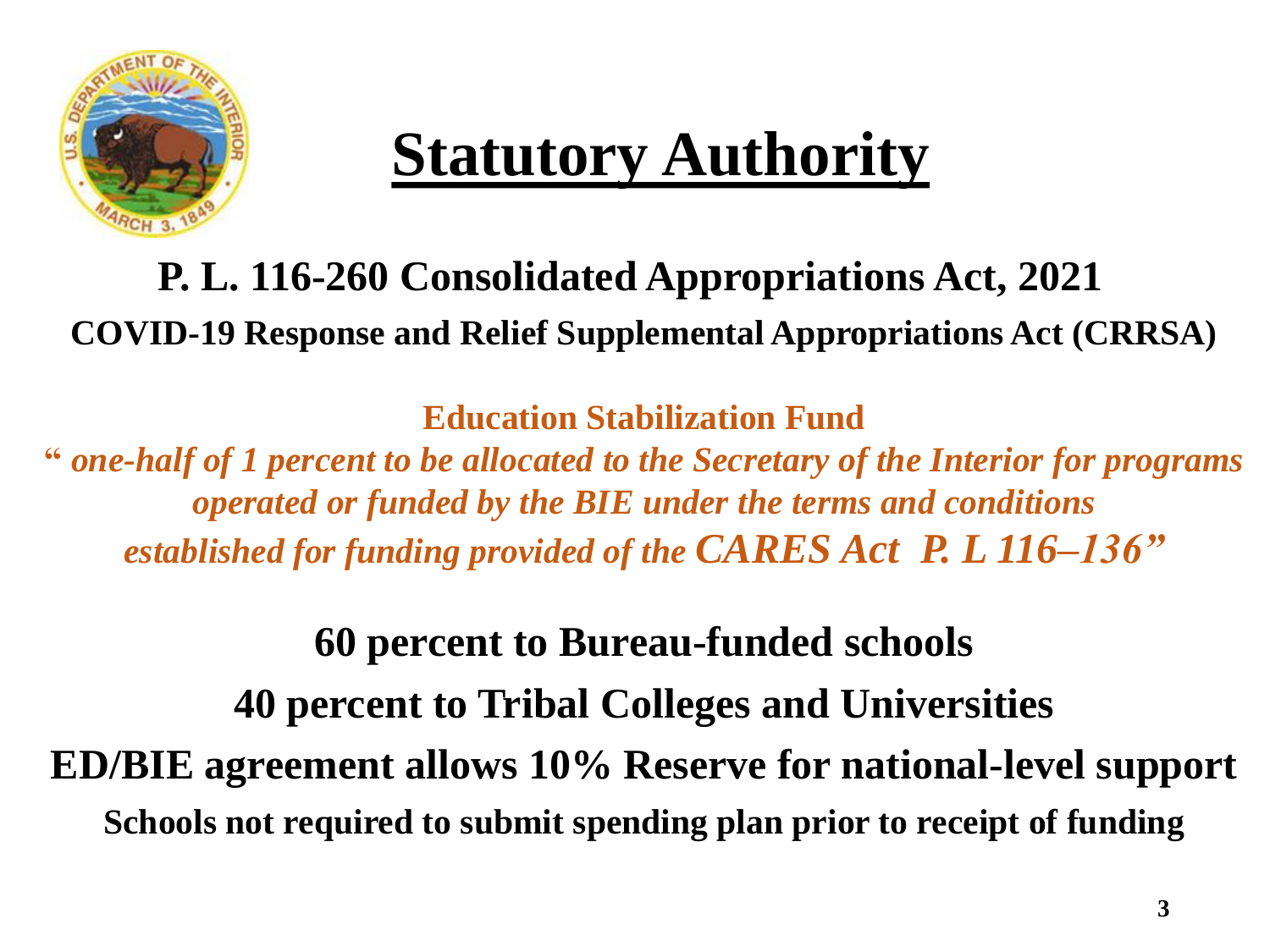# Statutory Authority

## P. L. 116-260 Consolidated Appropriations Act, 2021

**COVID-19 Response and Relief Supplemental Appropriations Act (CRRSA)**

**Education Stabilization Fund**

***" one-half of 1 percent to be allocated to the Secretary of the Interior for programs operated or funded by the BIE under the terms and conditions established for funding provided of the CARES Act P. L 116–136"***

**60 percent to Bureau-funded schools**

**40 percent to Tribal Colleges and Universities**

**ED/BIE agreement allows 10% Reserve for national-level support**

**Schools not required to submit spending plan prior to receipt of funding**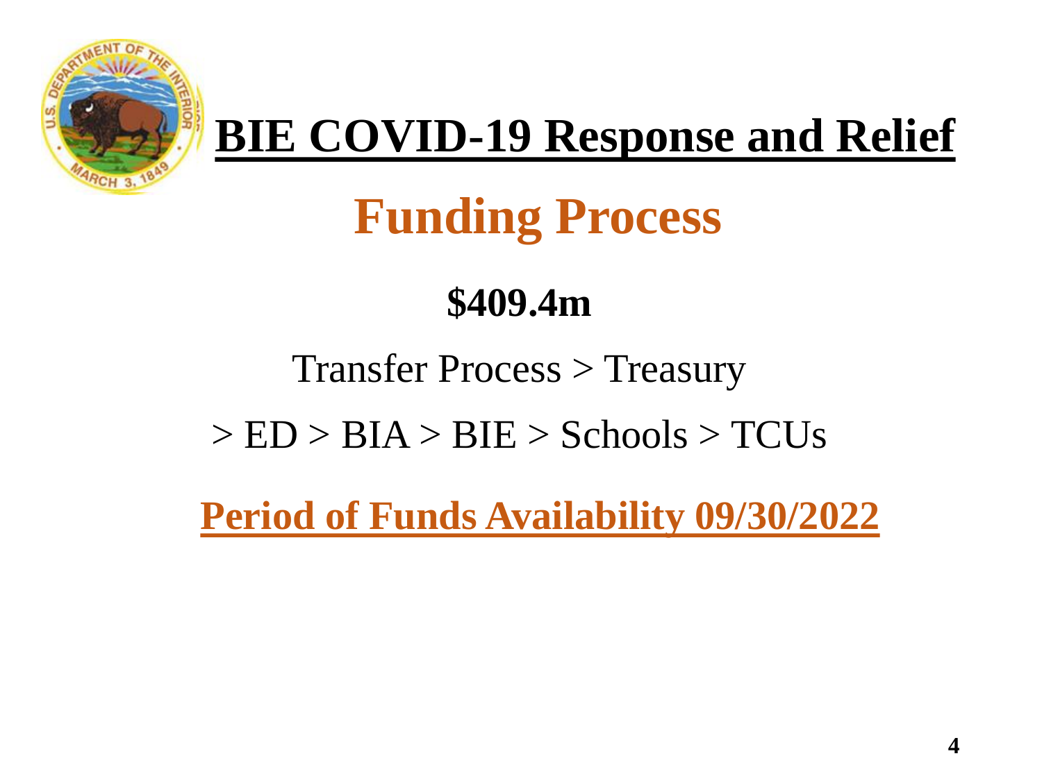# BIE COVID-19 Response and Relief

## Funding Process

**$409.4m**

Transfer Process > Treasury

> ED > BIA > BIE > Schools > TCUs

**Period of Funds Availability 09/30/2022**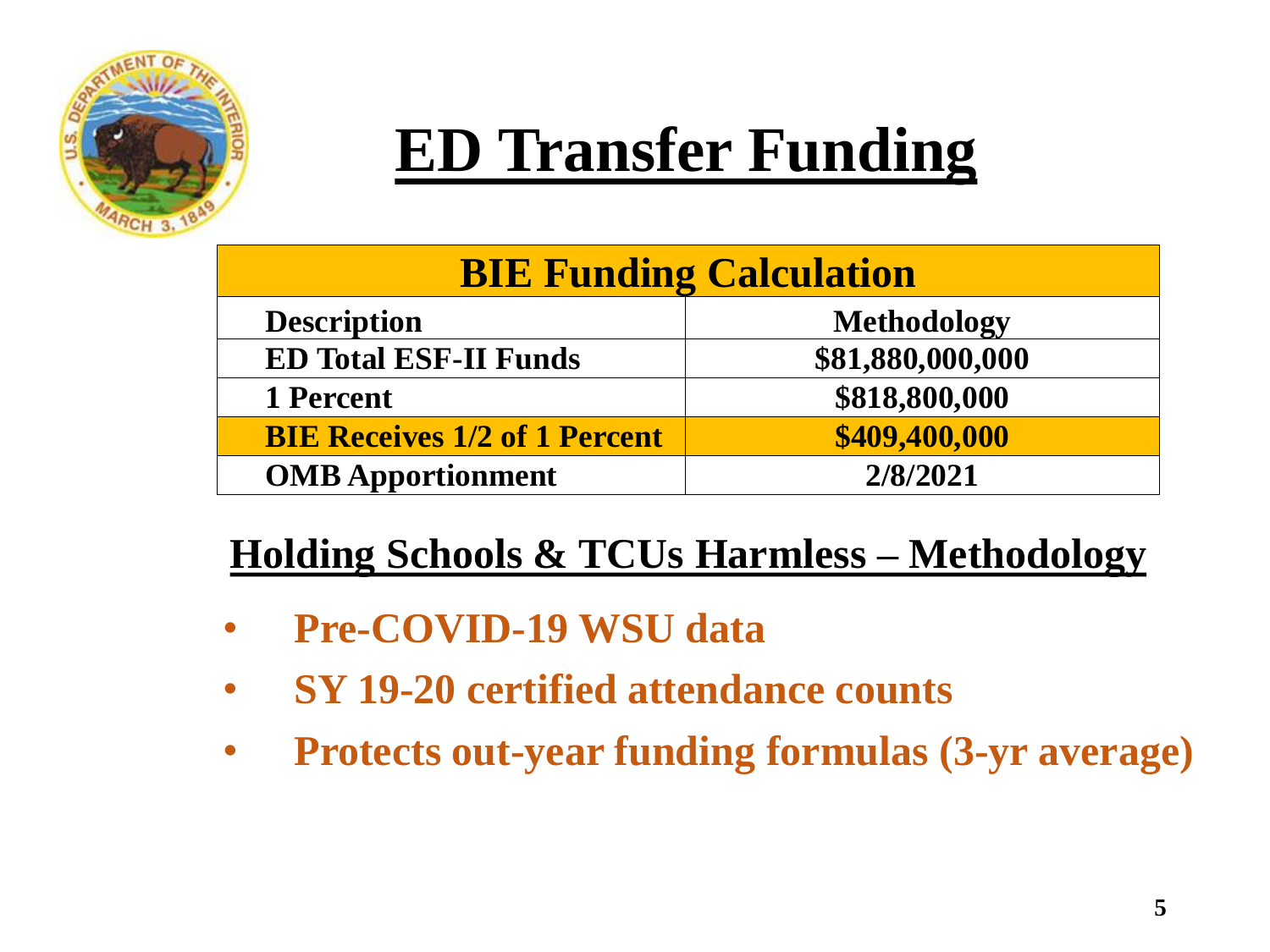# ED Transfer Funding

| BIE Funding Calculation | |
|---|---|
| **Description** | **Methodology** |
| **ED Total ESF-II Funds** | **$81,880,000,000** |
| **1 Percent** | **$818,800,000** |
| **BIE Receives 1/2 of 1 Percent** | **$409,400,000** |
| **OMB Apportionment** | **2/8/2021** |

## Holding Schools & TCUs Harmless – Methodology

- **Pre-COVID-19 WSU data**
- **SY 19-20 certified attendance counts**
- **Protects out-year funding formulas (3-yr average)**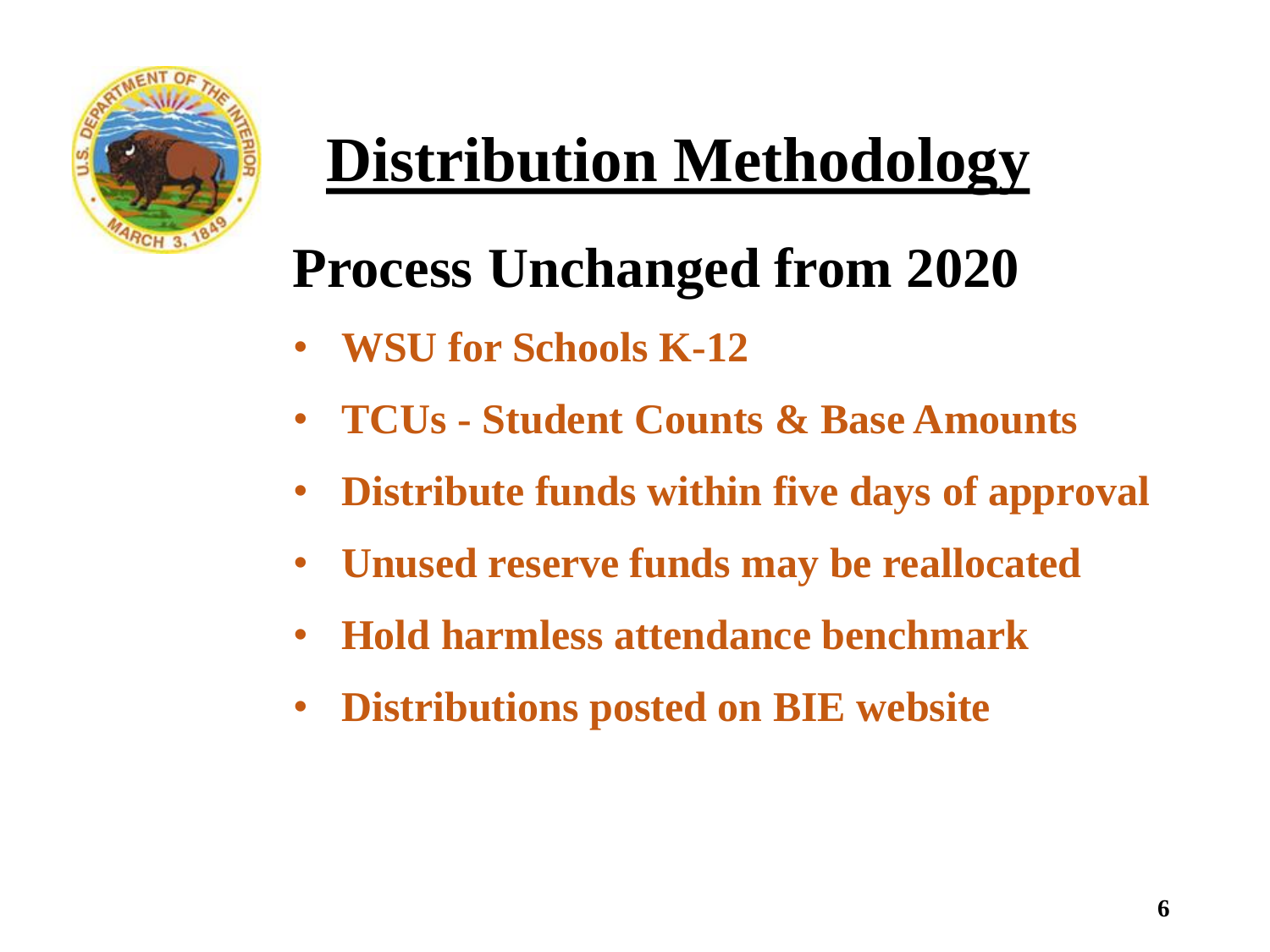# Distribution Methodology

## Process Unchanged from 2020

- **WSU for Schools K-12**
- **TCUs - Student Counts & Base Amounts**
- **Distribute funds within five days of approval**
- **Unused reserve funds may be reallocated**
- **Hold harmless attendance benchmark**
- **Distributions posted on BIE website**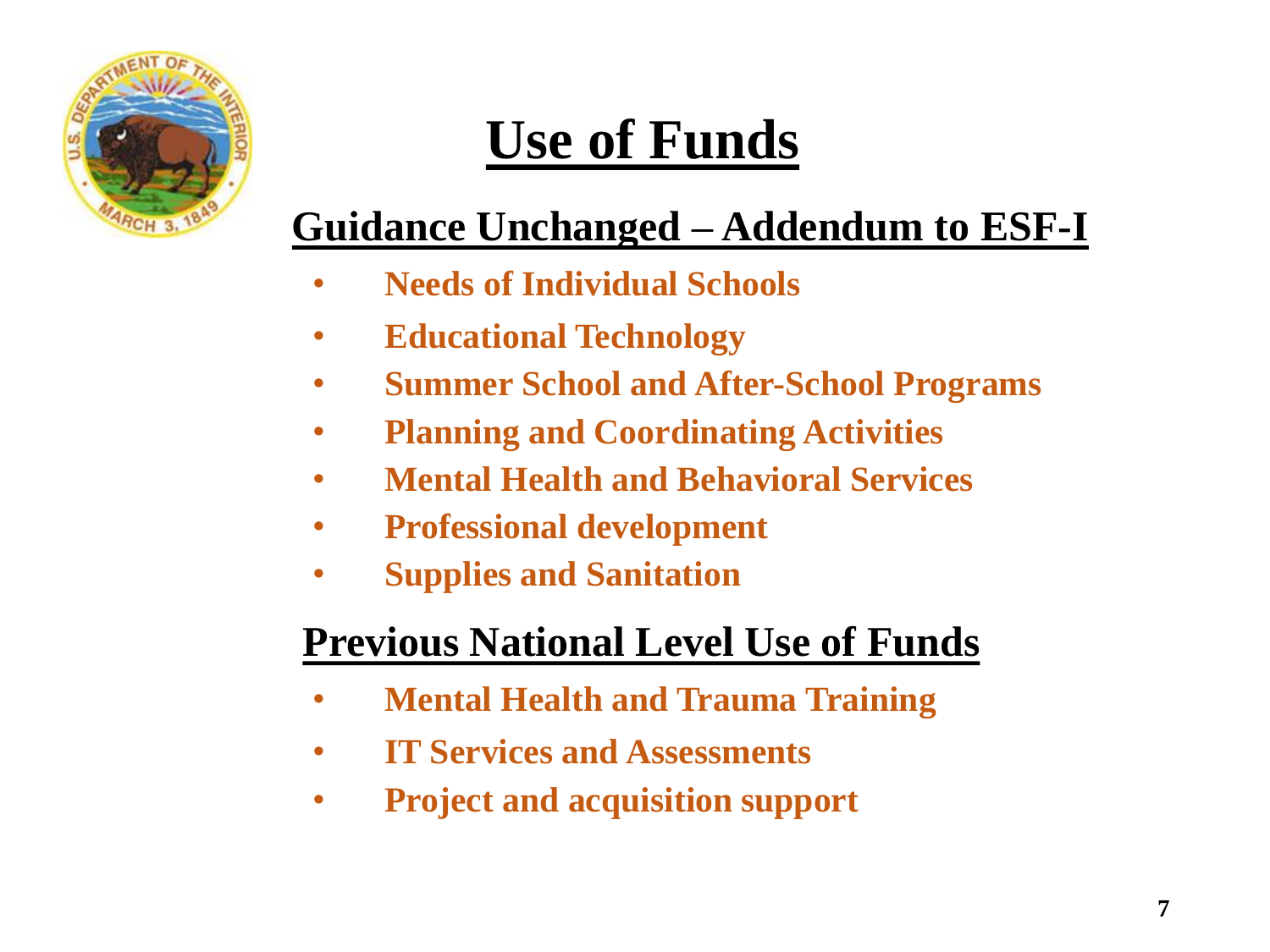# Use of Funds

## Guidance Unchanged – Addendum to ESF-I

- **Needs of Individual Schools**
- **Educational Technology**
- **Summer School and After-School Programs**
- **Planning and Coordinating Activities**
- **Mental Health and Behavioral Services**
- **Professional development**
- **Supplies and Sanitation**

## Previous National Level Use of Funds

- **Mental Health and Trauma Training**
- **IT Services and Assessments**
- **Project and acquisition support**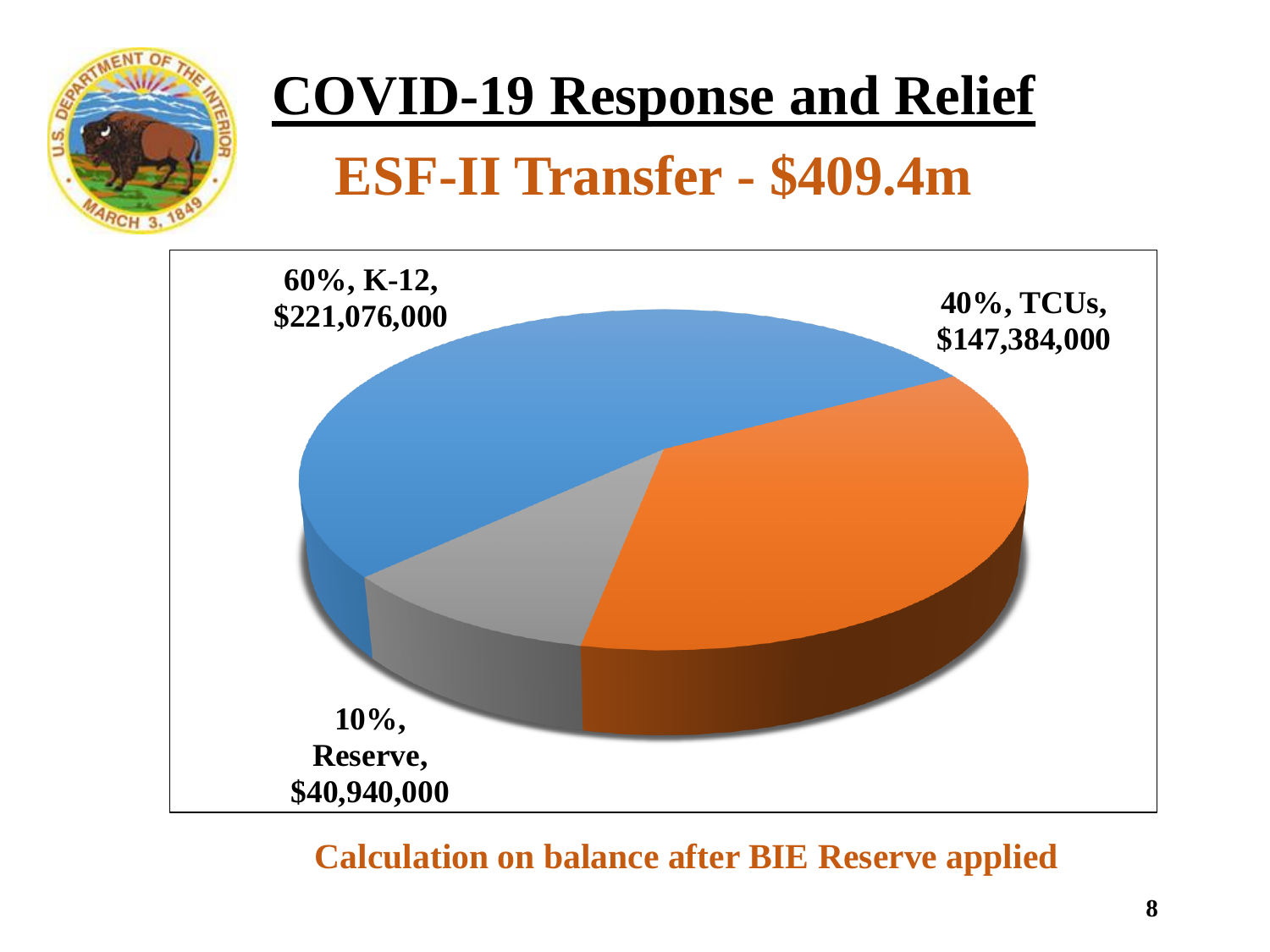# COVID-19 Response and Relief

## ESF-II Transfer - $409.4m

60%, K-12, $221,076,000

40%, TCUs, $147,384,000

10%, Reserve, $40,940,000

**Calculation on balance after BIE Reserve applied**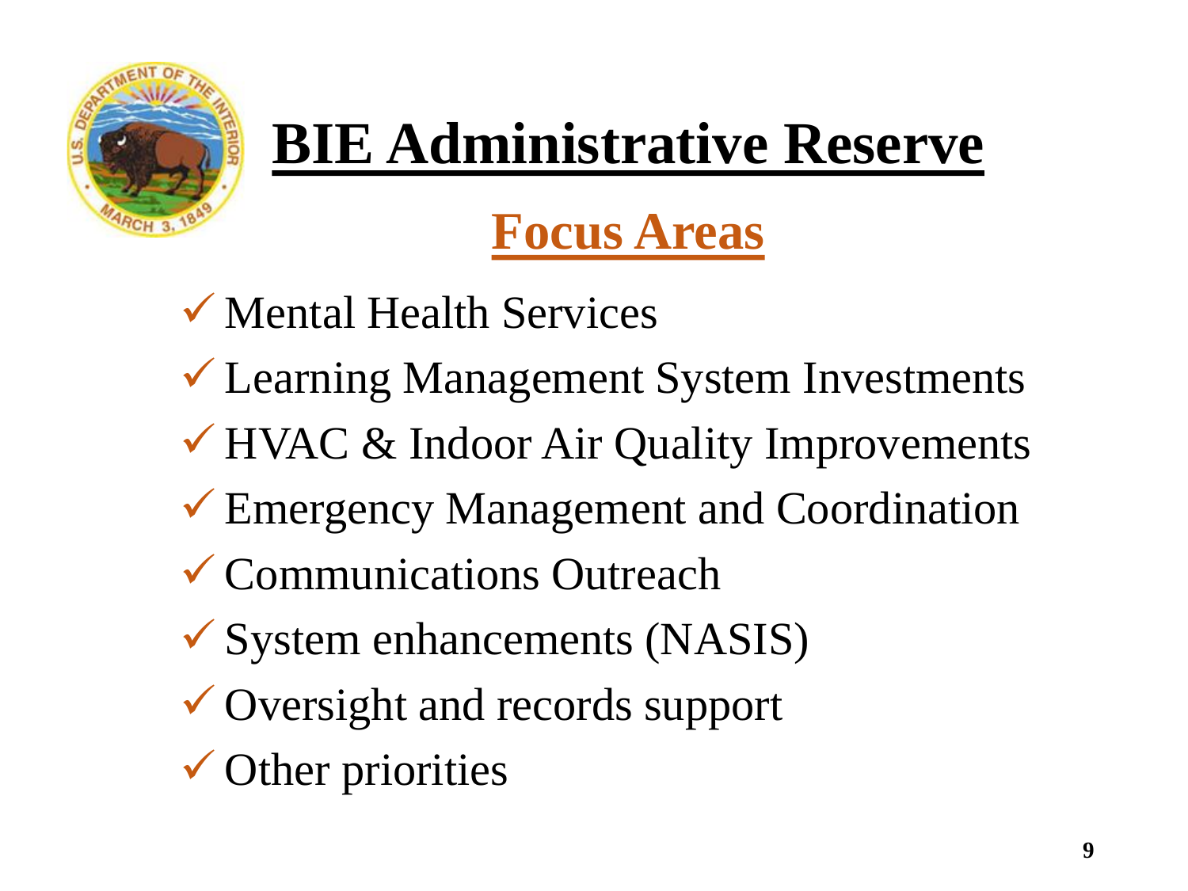# BIE Administrative Reserve

## Focus Areas

- ✓ Mental Health Services
- ✓ Learning Management System Investments
- ✓ HVAC & Indoor Air Quality Improvements
- ✓ Emergency Management and Coordination
- ✓ Communications Outreach
- ✓ System enhancements (NASIS)
- ✓ Oversight and records support
- ✓ Other priorities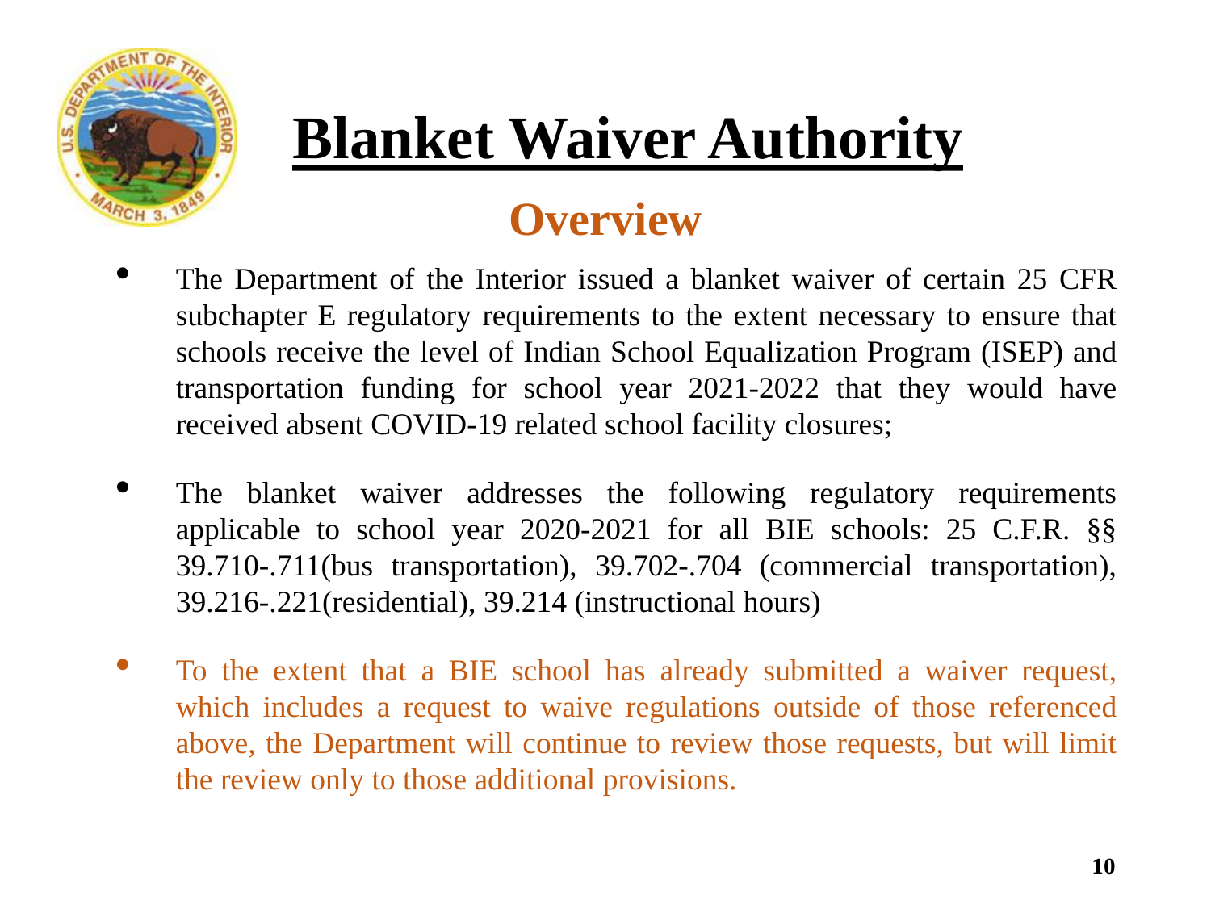# Blanket Waiver Authority

## Overview

- The Department of the Interior issued a blanket waiver of certain 25 CFR subchapter E regulatory requirements to the extent necessary to ensure that schools receive the level of Indian School Equalization Program (ISEP) and transportation funding for school year 2021-2022 that they would have received absent COVID-19 related school facility closures;

- The blanket waiver addresses the following regulatory requirements applicable to school year 2020-2021 for all BIE schools: 25 C.F.R. §§ 39.710-.711(bus transportation), 39.702-.704 (commercial transportation), 39.216-.221(residential), 39.214 (instructional hours)

- To the extent that a BIE school has already submitted a waiver request, which includes a request to waive regulations outside of those referenced above, the Department will continue to review those requests, but will limit the review only to those additional provisions.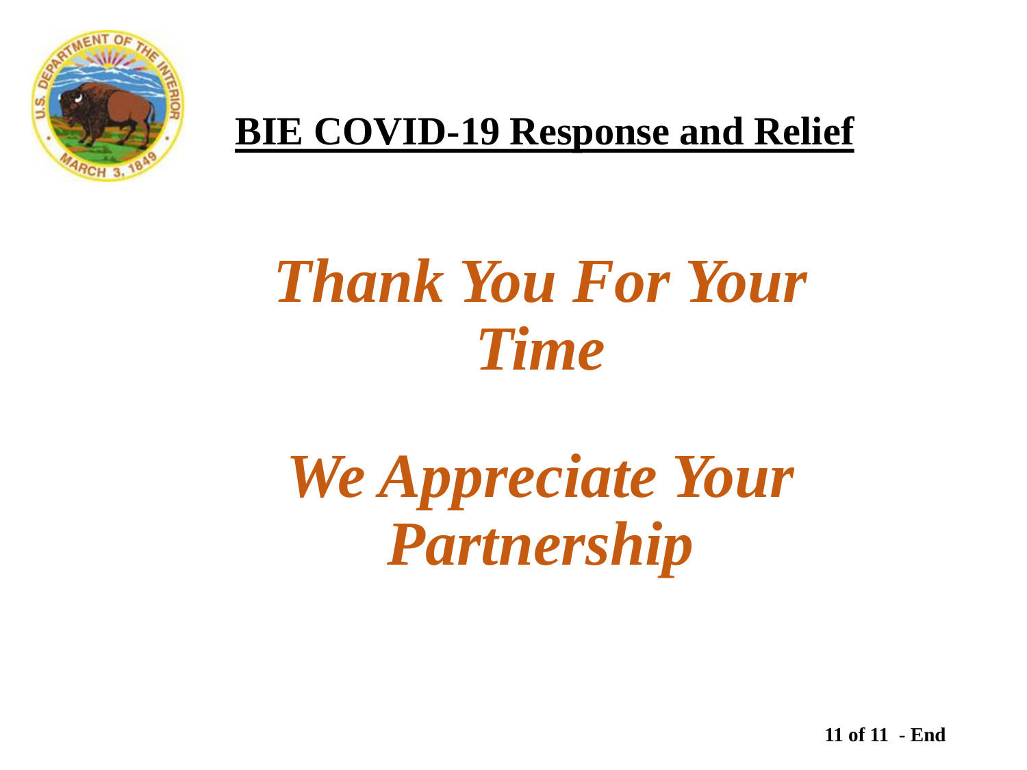# BIE COVID-19 Response and Relief

***Thank You For Your Time***

***We Appreciate Your Partnership***